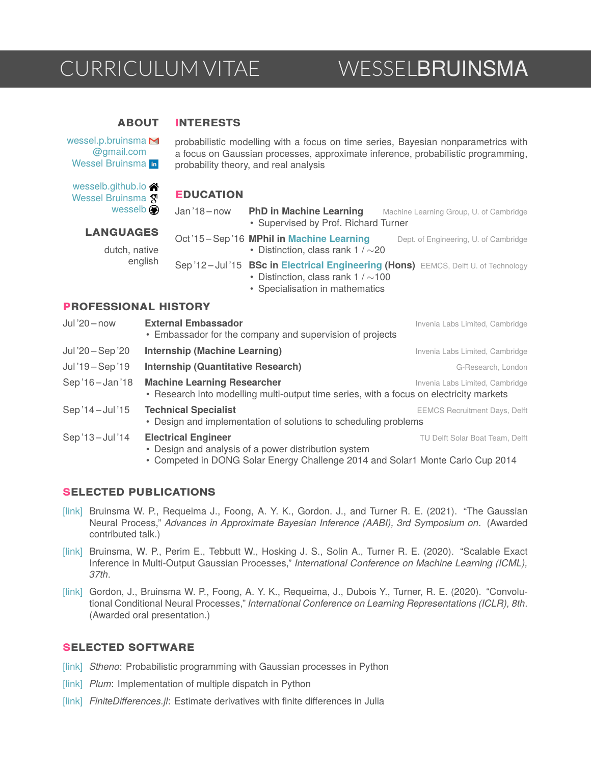# CURRICULUM VITAE — WESSEL BRUINSMA

## ABOUT

wessel.p.bruinsma@gmail.com
Wessel Bruinsma

wesselb.github.io
Wessel Bruinsma
wesselb

## LANGUAGES

dutch, native
english

## INTERESTS

probabilistic modelling with a focus on time series, Bayesian nonparametrics with a focus on Gaussian processes, approximate inference, probabilistic programming, probability theory, and real analysis

## EDUCATION

Jan '18 – now **PhD in Machine Learning** — Machine Learning Group, U. of Cambridge
- Supervised by Prof. Richard Turner

Oct '15 – Sep '16 **MPhil in Machine Learning** — Dept. of Engineering, U. of Cambridge
- Distinction, class rank 1 / ∼20

Sep '12 – Jul '15 **BSc in Electrical Engineering (Hons)** — EEMCS, Delft U. of Technology
- Distinction, class rank 1 / ∼100
- Specialisation in mathematics

## PROFESSIONAL HISTORY

Jul '20 – now **External Embassador** — Invenia Labs Limited, Cambridge
- Embassador for the company and supervision of projects

Jul '20 – Sep '20 **Internship (Machine Learning)** — Invenia Labs Limited, Cambridge

Jul '19 – Sep '19 **Internship (Quantitative Research)** — G-Research, London

Sep '16 – Jan '18 **Machine Learning Researcher** — Invenia Labs Limited, Cambridge
- Research into modelling multi-output time series, with a focus on electricity markets

Sep '14 – Jul '15 **Technical Specialist** — EEMCS Recruitment Days, Delft
- Design and implementation of solutions to scheduling problems

Sep '13 – Jul '14 **Electrical Engineer** — TU Delft Solar Boat Team, Delft
- Design and analysis of a power distribution system
- Competed in DONG Solar Energy Challenge 2014 and Solar1 Monte Carlo Cup 2014

## SELECTED PUBLICATIONS

[link] Bruinsma W. P., Requeima J., Foong, A. Y. K., Gordon. J., and Turner R. E. (2021). "The Gaussian Neural Process," *Advances in Approximate Bayesian Inference (AABI), 3rd Symposium on*. (Awarded contributed talk.)

[link] Bruinsma, W. P., Perim E., Tebbutt W., Hosking J. S., Solin A., Turner R. E. (2020). "Scalable Exact Inference in Multi-Output Gaussian Processes," *International Conference on Machine Learning (ICML), 37th*.

[link] Gordon, J., Bruinsma W. P., Foong, A. Y. K., Requeima, J., Dubois Y., Turner, R. E. (2020). "Convolutional Conditional Neural Processes," *International Conference on Learning Representations (ICLR), 8th*. (Awarded oral presentation.)

## SELECTED SOFTWARE

[link] *Stheno*: Probabilistic programming with Gaussian processes in Python

[link] *Plum*: Implementation of multiple dispatch in Python

[link] *FiniteDifferences.jl*: Estimate derivatives with finite differences in Julia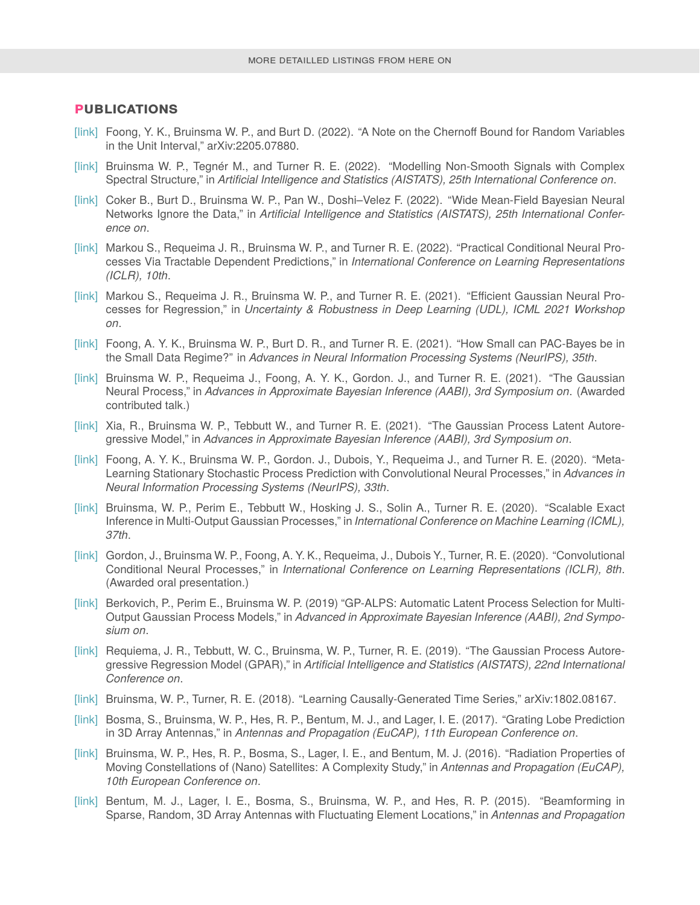MORE DETAILLED LISTINGS FROM HERE ON

## PUBLICATIONS

- [link] Foong, Y. K., Bruinsma W. P., and Burt D. (2022). "A Note on the Chernoff Bound for Random Variables in the Unit Interval," arXiv:2205.07880.
- [link] Bruinsma W. P., Tegnér M., and Turner R. E. (2022). "Modelling Non-Smooth Signals with Complex Spectral Structure," in *Artificial Intelligence and Statistics (AISTATS), 25th International Conference on*.
- [link] Coker B., Burt D., Bruinsma W. P., Pan W., Doshi–Velez F. (2022). "Wide Mean-Field Bayesian Neural Networks Ignore the Data," in *Artificial Intelligence and Statistics (AISTATS), 25th International Conference on*.
- [link] Markou S., Requeima J. R., Bruinsma W. P., and Turner R. E. (2022). "Practical Conditional Neural Processes Via Tractable Dependent Predictions," in *International Conference on Learning Representations (ICLR), 10th*.
- [link] Markou S., Requeima J. R., Bruinsma W. P., and Turner R. E. (2021). "Efficient Gaussian Neural Processes for Regression," in *Uncertainty & Robustness in Deep Learning (UDL), ICML 2021 Workshop on*.
- [link] Foong, A. Y. K., Bruinsma W. P., Burt D. R., and Turner R. E. (2021). "How Small can PAC-Bayes be in the Small Data Regime?" in *Advances in Neural Information Processing Systems (NeurIPS), 35th*.
- [link] Bruinsma W. P., Requeima J., Foong, A. Y. K., Gordon. J., and Turner R. E. (2021). "The Gaussian Neural Process," in *Advances in Approximate Bayesian Inference (AABI), 3rd Symposium on*. (Awarded contributed talk.)
- [link] Xia, R., Bruinsma W. P., Tebbutt W., and Turner R. E. (2021). "The Gaussian Process Latent Autoregressive Model," in *Advances in Approximate Bayesian Inference (AABI), 3rd Symposium on*.
- [link] Foong, A. Y. K., Bruinsma W. P., Gordon. J., Dubois, Y., Requeima J., and Turner R. E. (2020). "Meta-Learning Stationary Stochastic Process Prediction with Convolutional Neural Processes," in *Advances in Neural Information Processing Systems (NeurIPS), 33th*.
- [link] Bruinsma, W. P., Perim E., Tebbutt W., Hosking J. S., Solin A., Turner R. E. (2020). "Scalable Exact Inference in Multi-Output Gaussian Processes," in *International Conference on Machine Learning (ICML), 37th*.
- [link] Gordon, J., Bruinsma W. P., Foong, A. Y. K., Requeima, J., Dubois Y., Turner, R. E. (2020). "Convolutional Conditional Neural Processes," in *International Conference on Learning Representations (ICLR), 8th*. (Awarded oral presentation.)
- [link] Berkovich, P., Perim E., Bruinsma W. P. (2019) "GP-ALPS: Automatic Latent Process Selection for Multi-Output Gaussian Process Models," in *Advanced in Approximate Bayesian Inference (AABI), 2nd Symposium on*.
- [link] Requiema, J. R., Tebbutt, W. C., Bruinsma, W. P., Turner, R. E. (2019). "The Gaussian Process Autoregressive Regression Model (GPAR)," in *Artificial Intelligence and Statistics (AISTATS), 22nd International Conference on*.
- [link] Bruinsma, W. P., Turner, R. E. (2018). "Learning Causally-Generated Time Series," arXiv:1802.08167.
- [link] Bosma, S., Bruinsma, W. P., Hes, R. P., Bentum, M. J., and Lager, I. E. (2017). "Grating Lobe Prediction in 3D Array Antennas," in *Antennas and Propagation (EuCAP), 11th European Conference on*.
- [link] Bruinsma, W. P., Hes, R. P., Bosma, S., Lager, I. E., and Bentum, M. J. (2016). "Radiation Properties of Moving Constellations of (Nano) Satellites: A Complexity Study," in *Antennas and Propagation (EuCAP), 10th European Conference on*.
- [link] Bentum, M. J., Lager, I. E., Bosma, S., Bruinsma, W. P., and Hes, R. P. (2015). "Beamforming in Sparse, Random, 3D Array Antennas with Fluctuating Element Locations," in *Antennas and Propagation*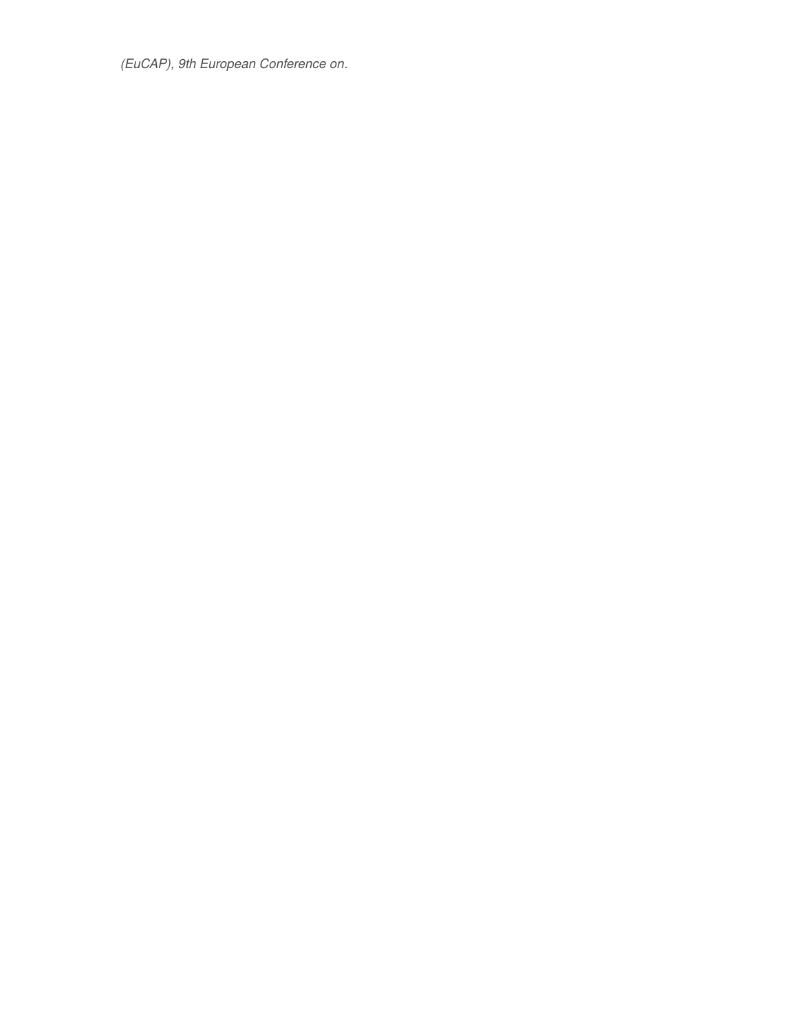*(EuCAP), 9th European Conference on*.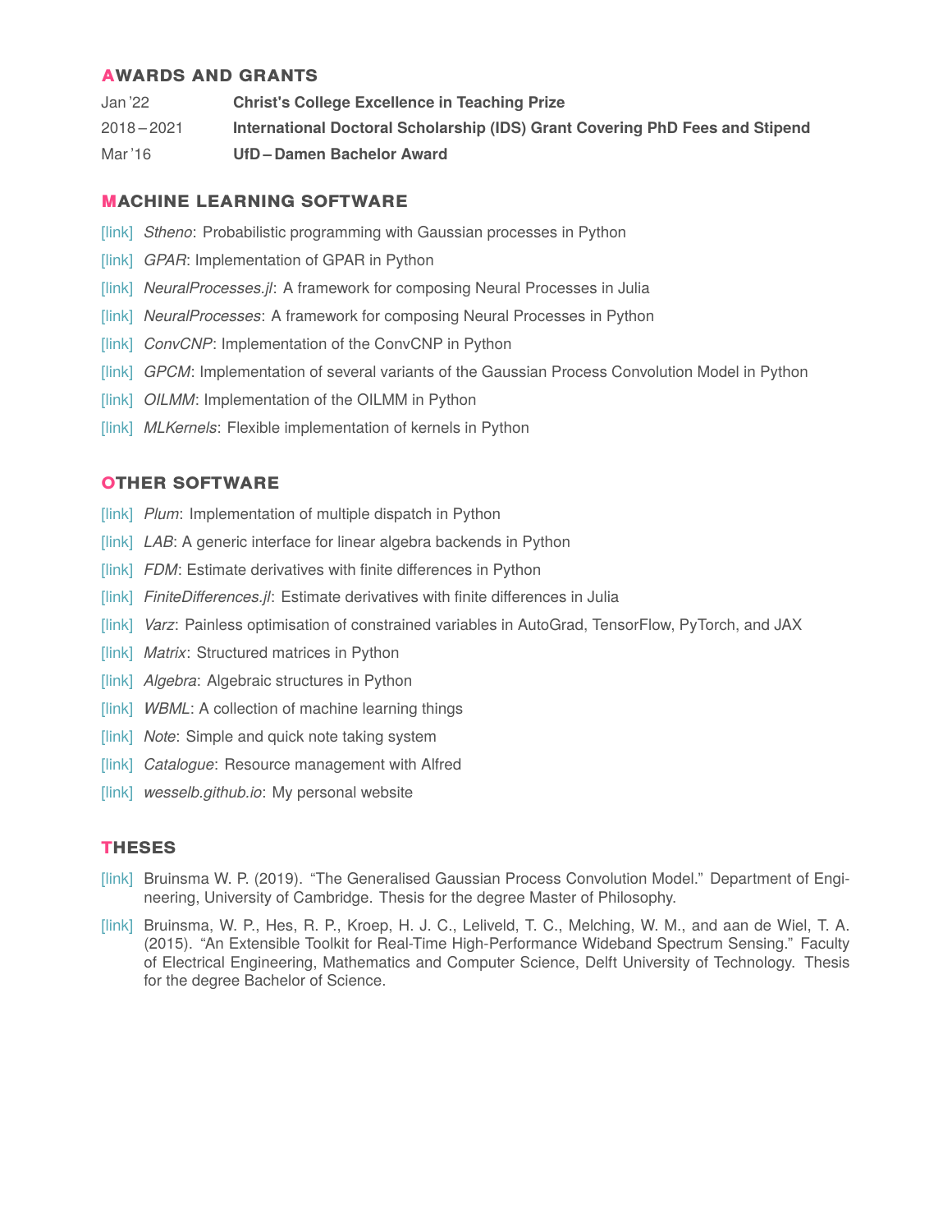## AWARDS AND GRANTS

| | |
|---|---|
| Jan '22 | **Christ's College Excellence in Teaching Prize** |
| 2018 – 2021 | **International Doctoral Scholarship (IDS) Grant Covering PhD Fees and Stipend** |
| Mar '16 | **UfD – Damen Bachelor Award** |

## MACHINE LEARNING SOFTWARE

- [link] *Stheno*: Probabilistic programming with Gaussian processes in Python
- [link] *GPAR*: Implementation of GPAR in Python
- [link] *NeuralProcesses.jl*: A framework for composing Neural Processes in Julia
- [link] *NeuralProcesses*: A framework for composing Neural Processes in Python
- [link] *ConvCNP*: Implementation of the ConvCNP in Python
- [link] *GPCM*: Implementation of several variants of the Gaussian Process Convolution Model in Python
- [link] *OILMM*: Implementation of the OILMM in Python
- [link] *MLKernels*: Flexible implementation of kernels in Python

## OTHER SOFTWARE

- [link] *Plum*: Implementation of multiple dispatch in Python
- [link] *LAB*: A generic interface for linear algebra backends in Python
- [link] *FDM*: Estimate derivatives with finite differences in Python
- [link] *FiniteDifferences.jl*: Estimate derivatives with finite differences in Julia
- [link] *Varz*: Painless optimisation of constrained variables in AutoGrad, TensorFlow, PyTorch, and JAX
- [link] *Matrix*: Structured matrices in Python
- [link] *Algebra*: Algebraic structures in Python
- [link] *WBML*: A collection of machine learning things
- [link] *Note*: Simple and quick note taking system
- [link] *Catalogue*: Resource management with Alfred
- [link] *wesselb.github.io*: My personal website

## THESES

- [link] Bruinsma W. P. (2019). "The Generalised Gaussian Process Convolution Model." Department of Engineering, University of Cambridge. Thesis for the degree Master of Philosophy.
- [link] Bruinsma, W. P., Hes, R. P., Kroep, H. J. C., Leliveld, T. C., Melching, W. M., and aan de Wiel, T. A. (2015). "An Extensible Toolkit for Real-Time High-Performance Wideband Spectrum Sensing." Faculty of Electrical Engineering, Mathematics and Computer Science, Delft University of Technology. Thesis for the degree Bachelor of Science.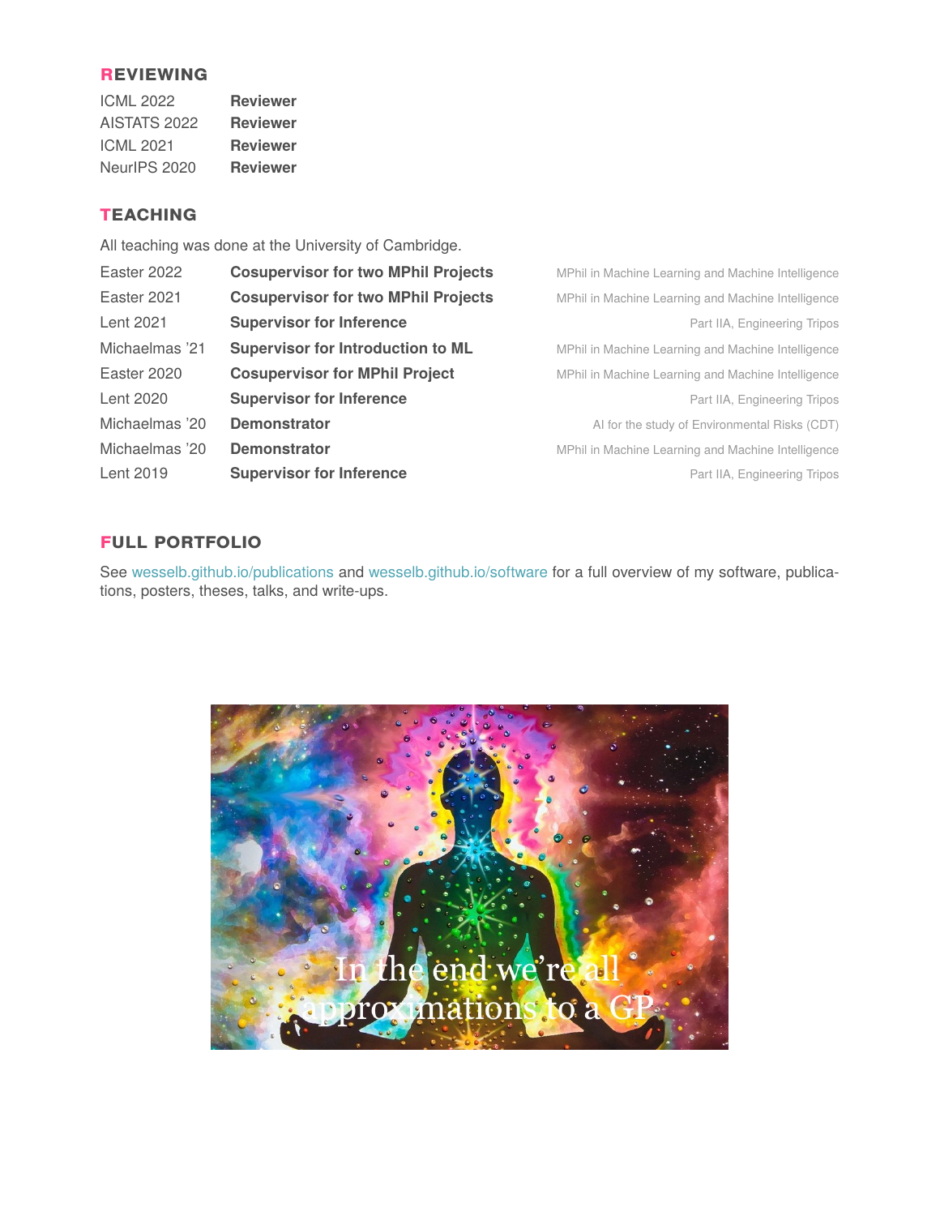## REVIEWING

| | |
|---|---|
| ICML 2022 | **Reviewer** |
| AISTATS 2022 | **Reviewer** |
| ICML 2021 | **Reviewer** |
| NeurIPS 2020 | **Reviewer** |

## TEACHING

All teaching was done at the University of Cambridge.

| | | |
|---|---|---|
| Easter 2022 | **Cosupervisor for two MPhil Projects** | MPhil in Machine Learning and Machine Intelligence |
| Easter 2021 | **Cosupervisor for two MPhil Projects** | MPhil in Machine Learning and Machine Intelligence |
| Lent 2021 | **Supervisor for Inference** | Part IIA, Engineering Tripos |
| Michaelmas '21 | **Supervisor for Introduction to ML** | MPhil in Machine Learning and Machine Intelligence |
| Easter 2020 | **Cosupervisor for MPhil Project** | MPhil in Machine Learning and Machine Intelligence |
| Lent 2020 | **Supervisor for Inference** | Part IIA, Engineering Tripos |
| Michaelmas '20 | **Demonstrator** | AI for the study of Environmental Risks (CDT) |
| Michaelmas '20 | **Demonstrator** | MPhil in Machine Learning and Machine Intelligence |
| Lent 2019 | **Supervisor for Inference** | Part IIA, Engineering Tripos |

## FULL PORTFOLIO

See wesselb.github.io/publications and wesselb.github.io/software for a full overview of my software, publications, posters, theses, talks, and write-ups.

In the end we're all approximations to a GP